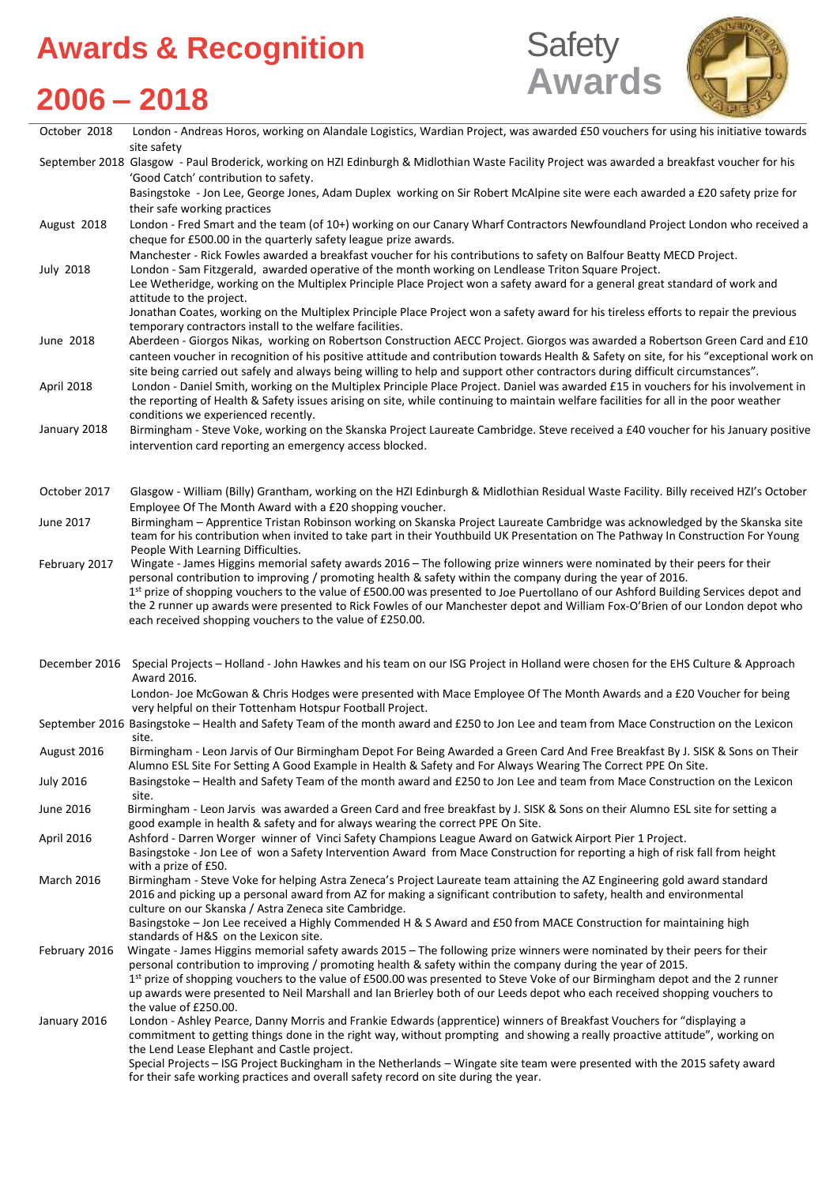# Awards & Recognition

# 2006 – 2018

Safety **Awards**

| | |
|---|---|
| October 2018 | London - Andreas Horos, working on Alandale Logistics, Wardian Project, was awarded £50 vouchers for using his initiative towards site safety |
| September 2018 | Glasgow - Paul Broderick, working on HZI Edinburgh & Midlothian Waste Facility Project was awarded a breakfast voucher for his 'Good Catch' contribution to safety.<br>Basingstoke - Jon Lee, George Jones, Adam Duplex working on Sir Robert McAlpine site were each awarded a £20 safety prize for their safe working practices |
| August 2018 | London - Fred Smart and the team (of 10+) working on our Canary Wharf Contractors Newfoundland Project London who received a cheque for £500.00 in the quarterly safety league prize awards.<br>Manchester - Rick Fowles awarded a breakfast voucher for his contributions to safety on Balfour Beatty MECD Project. |
| July 2018 | London - Sam Fitzgerald, awarded operative of the month working on Lendlease Triton Square Project.<br>Lee Wetheridge, working on the Multiplex Principle Place Project won a safety award for a general great standard of work and attitude to the project.<br>Jonathan Coates, working on the Multiplex Principle Place Project won a safety award for his tireless efforts to repair the previous temporary contractors install to the welfare facilities. |
| June 2018 | Aberdeen - Giorgos Nikas, working on Robertson Construction AECC Project. Giorgos was awarded a Robertson Green Card and £10 canteen voucher in recognition of his positive attitude and contribution towards Health & Safety on site, for his "exceptional work on site being carried out safely and always being willing to help and support other contractors during difficult circumstances". |
| April 2018 | London - Daniel Smith, working on the Multiplex Principle Place Project. Daniel was awarded £15 in vouchers for his involvement in the reporting of Health & Safety issues arising on site, while continuing to maintain welfare facilities for all in the poor weather conditions we experienced recently. |
| January 2018 | Birmingham - Steve Voke, working on the Skanska Project Laureate Cambridge. Steve received a £40 voucher for his January positive intervention card reporting an emergency access blocked. |
| October 2017 | Glasgow - William (Billy) Grantham, working on the HZI Edinburgh & Midlothian Residual Waste Facility. Billy received HZI's October Employee Of The Month Award with a £20 shopping voucher. |
| June 2017 | Birmingham – Apprentice Tristan Robinson working on Skanska Project Laureate Cambridge was acknowledged by the Skanska site team for his contribution when invited to take part in their Youthbuild UK Presentation on The Pathway In Construction For Young People With Learning Difficulties. |
| February 2017 | Wingate - James Higgins memorial safety awards 2016 – The following prize winners were nominated by their peers for their personal contribution to improving / promoting health & safety within the company during the year of 2016.<br>1st prize of shopping vouchers to the value of £500.00 was presented to Joe Puertollano of our Ashford Building Services depot and the 2 runner up awards were presented to Rick Fowles of our Manchester depot and William Fox-O'Brien of our London depot who each received shopping vouchers to the value of £250.00. |
| December 2016 | Special Projects – Holland - John Hawkes and his team on our ISG Project in Holland were chosen for the EHS Culture & Approach Award 2016.<br>London- Joe McGowan & Chris Hodges were presented with Mace Employee Of The Month Awards and a £20 Voucher for being very helpful on their Tottenham Hotspur Football Project. |
| September 2016 | Basingstoke – Health and Safety Team of the month award and £250 to Jon Lee and team from Mace Construction on the Lexicon site. |
| August 2016 | Birmingham - Leon Jarvis of Our Birmingham Depot For Being Awarded a Green Card And Free Breakfast By J. SISK & Sons on Their Alumno ESL Site For Setting A Good Example in Health & Safety and For Always Wearing The Correct PPE On Site. |
| July 2016 | Basingstoke – Health and Safety Team of the month award and £250 to Jon Lee and team from Mace Construction on the Lexicon site. |
| June 2016 | Birmingham - Leon Jarvis was awarded a Green Card and free breakfast by J. SISK & Sons on their Alumno ESL site for setting a good example in health & safety and for always wearing the correct PPE On Site. |
| April 2016 | Ashford - Darren Worger winner of Vinci Safety Champions League Award on Gatwick Airport Pier 1 Project.<br>Basingstoke - Jon Lee of won a Safety Intervention Award from Mace Construction for reporting a high of risk fall from height with a prize of £50. |
| March 2016 | Birmingham - Steve Voke for helping Astra Zeneca's Project Laureate team attaining the AZ Engineering gold award standard 2016 and picking up a personal award from AZ for making a significant contribution to safety, health and environmental culture on our Skanska / Astra Zeneca site Cambridge.<br>Basingstoke – Jon Lee received a Highly Commended H & S Award and £50 from MACE Construction for maintaining high standards of H&S on the Lexicon site. |
| February 2016 | Wingate - James Higgins memorial safety awards 2015 – The following prize winners were nominated by their peers for their personal contribution to improving / promoting health & safety within the company during the year of 2015.<br>1st prize of shopping vouchers to the value of £500.00 was presented to Steve Voke of our Birmingham depot and the 2 runner up awards were presented to Neil Marshall and Ian Brierley both of our Leeds depot who each received shopping vouchers to the value of £250.00. |
| January 2016 | London - Ashley Pearce, Danny Morris and Frankie Edwards (apprentice) winners of Breakfast Vouchers for "displaying a commitment to getting things done in the right way, without prompting and showing a really proactive attitude", working on the Lend Lease Elephant and Castle project.<br>Special Projects – ISG Project Buckingham in the Netherlands – Wingate site team were presented with the 2015 safety award for their safe working practices and overall safety record on site during the year. |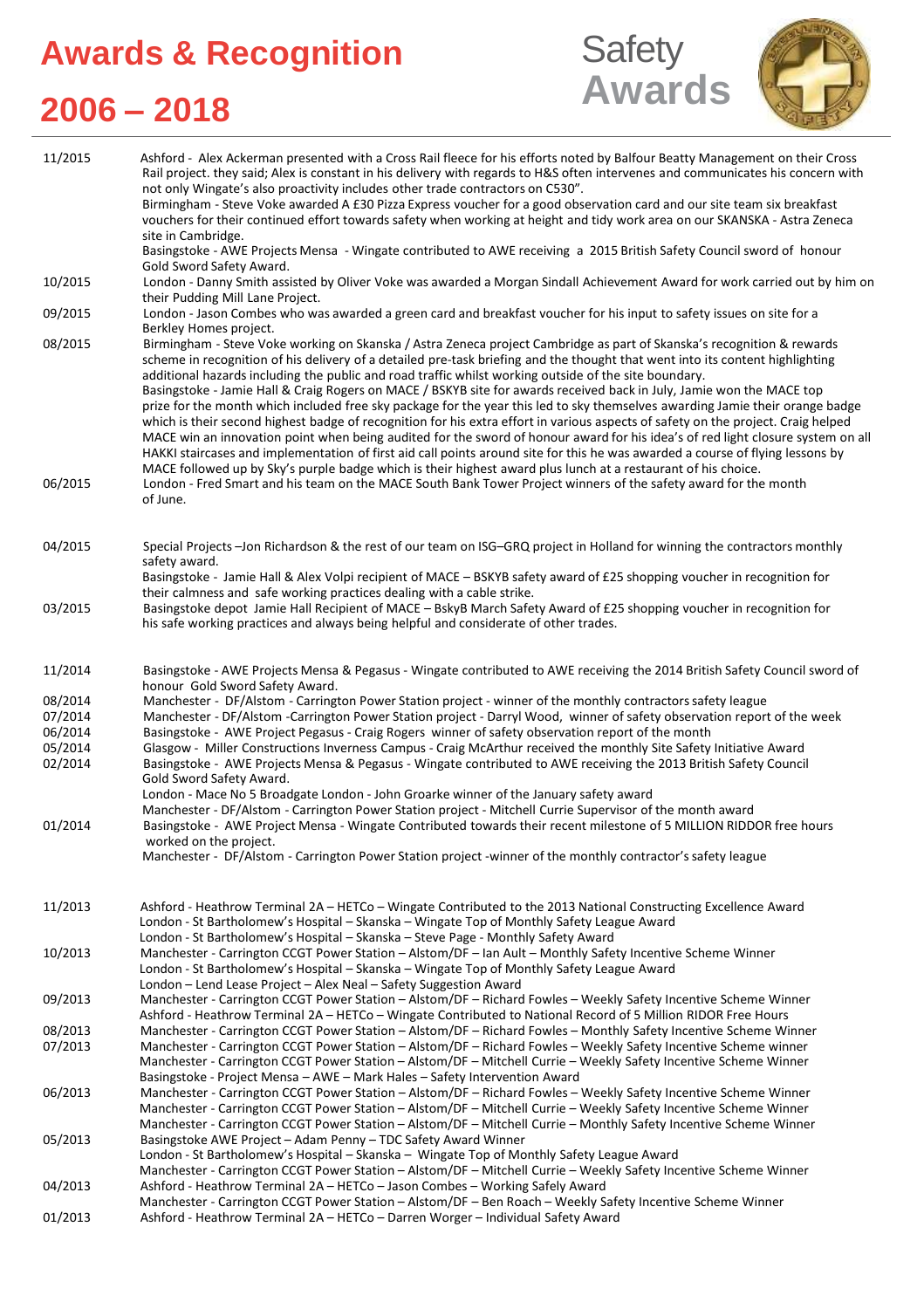# Awards & Recognition

# 2006 – 2018

Safety **Awards**

| | |
|---|---|
| 11/2015 | Ashford - Alex Ackerman presented with a Cross Rail fleece for his efforts noted by Balfour Beatty Management on their Cross Rail project. they said; Alex is constant in his delivery with regards to H&S often intervenes and communicates his concern with not only Wingate's also proactivity includes other trade contractors on C530". |
| | Birmingham - Steve Voke awarded A £30 Pizza Express voucher for a good observation card and our site team six breakfast vouchers for their continued effort towards safety when working at height and tidy work area on our SKANSKA - Astra Zeneca site in Cambridge. |
| | Basingstoke - AWE Projects Mensa - Wingate contributed to AWE receiving a 2015 British Safety Council sword of honour Gold Sword Safety Award. |
| 10/2015 | London - Danny Smith assisted by Oliver Voke was awarded a Morgan Sindall Achievement Award for work carried out by him on their Pudding Mill Lane Project. |
| 09/2015 | London - Jason Combes who was awarded a green card and breakfast voucher for his input to safety issues on site for a Berkley Homes project. |
| 08/2015 | Birmingham - Steve Voke working on Skanska / Astra Zeneca project Cambridge as part of Skanska's recognition & rewards scheme in recognition of his delivery of a detailed pre-task briefing and the thought that went into its content highlighting additional hazards including the public and road traffic whilst working outside of the site boundary. |
| | Basingstoke - Jamie Hall & Craig Rogers on MACE / BSKYB site for awards received back in July, Jamie won the MACE top prize for the month which included free sky package for the year this led to sky themselves awarding Jamie their orange badge which is their second highest badge of recognition for his extra effort in various aspects of safety on the project. Craig helped MACE win an innovation point when being audited for the sword of honour award for his idea's of red light closure system on all HAKKI staircases and implementation of first aid call points around site for this he was awarded a course of flying lessons by MACE followed up by Sky's purple badge which is their highest award plus lunch at a restaurant of his choice. |
| 06/2015 | London - Fred Smart and his team on the MACE South Bank Tower Project winners of the safety award for the month of June. |
| 04/2015 | Special Projects –Jon Richardson & the rest of our team on ISG–GRQ project in Holland for winning the contractors monthly safety award. |
| | Basingstoke - Jamie Hall & Alex Volpi recipient of MACE – BSKYB safety award of £25 shopping voucher in recognition for their calmness and safe working practices dealing with a cable strike. |
| 03/2015 | Basingstoke depot Jamie Hall Recipient of MACE – BskyB March Safety Award of £25 shopping voucher in recognition for his safe working practices and always being helpful and considerate of other trades. |
| 11/2014 | Basingstoke - AWE Projects Mensa & Pegasus - Wingate contributed to AWE receiving the 2014 British Safety Council sword of honour Gold Sword Safety Award. |
| 08/2014 | Manchester - DF/Alstom - Carrington Power Station project - winner of the monthly contractors safety league |
| 07/2014 | Manchester - DF/Alstom -Carrington Power Station project - Darryl Wood, winner of safety observation report of the week |
| 06/2014 | Basingstoke - AWE Project Pegasus - Craig Rogers winner of safety observation report of the month |
| 05/2014 | Glasgow - Miller Constructions Inverness Campus - Craig McArthur received the monthly Site Safety Initiative Award |
| 02/2014 | Basingstoke - AWE Projects Mensa & Pegasus - Wingate contributed to AWE receiving the 2013 British Safety Council Gold Sword Safety Award. |
| | London - Mace No 5 Broadgate London - John Groarke winner of the January safety award |
| | Manchester - DF/Alstom - Carrington Power Station project - Mitchell Currie Supervisor of the month award |
| 01/2014 | Basingstoke - AWE Project Mensa - Wingate Contributed towards their recent milestone of 5 MILLION RIDDOR free hours worked on the project. |
| | Manchester - DF/Alstom - Carrington Power Station project -winner of the monthly contractor's safety league |
| 11/2013 | Ashford - Heathrow Terminal 2A – HETCo – Wingate Contributed to the 2013 National Constructing Excellence Award |
| | London - St Bartholomew's Hospital – Skanska – Wingate Top of Monthly Safety League Award |
| | London - St Bartholomew's Hospital – Skanska – Steve Page - Monthly Safety Award |
| 10/2013 | Manchester - Carrington CCGT Power Station – Alstom/DF – Ian Ault – Monthly Safety Incentive Scheme Winner |
| | London - St Bartholomew's Hospital – Skanska – Wingate Top of Monthly Safety League Award |
| | London – Lend Lease Project – Alex Neal – Safety Suggestion Award |
| 09/2013 | Manchester - Carrington CCGT Power Station – Alstom/DF – Richard Fowles – Weekly Safety Incentive Scheme Winner |
| | Ashford - Heathrow Terminal 2A – HETCo – Wingate Contributed to National Record of 5 Million RIDOR Free Hours |
| 08/2013 | Manchester - Carrington CCGT Power Station – Alstom/DF – Richard Fowles – Monthly Safety Incentive Scheme Winner |
| 07/2013 | Manchester - Carrington CCGT Power Station – Alstom/DF – Richard Fowles – Weekly Safety Incentive Scheme winner |
| | Manchester - Carrington CCGT Power Station – Alstom/DF – Mitchell Currie – Weekly Safety Incentive Scheme Winner |
| | Basingstoke - Project Mensa – AWE – Mark Hales – Safety Intervention Award |
| 06/2013 | Manchester - Carrington CCGT Power Station – Alstom/DF – Richard Fowles – Weekly Safety Incentive Scheme Winner |
| | Manchester - Carrington CCGT Power Station – Alstom/DF – Mitchell Currie – Weekly Safety Incentive Scheme Winner |
| | Manchester - Carrington CCGT Power Station – Alstom/DF – Mitchell Currie – Monthly Safety Incentive Scheme Winner |
| 05/2013 | Basingstoke AWE Project – Adam Penny – TDC Safety Award Winner |
| | London - St Bartholomew's Hospital – Skanska – Wingate Top of Monthly Safety League Award |
| | Manchester - Carrington CCGT Power Station – Alstom/DF – Mitchell Currie – Weekly Safety Incentive Scheme Winner |
| 04/2013 | Ashford - Heathrow Terminal 2A – HETCo – Jason Combes – Working Safely Award |
| | Manchester - Carrington CCGT Power Station – Alstom/DF – Ben Roach – Weekly Safety Incentive Scheme Winner |
| 01/2013 | Ashford - Heathrow Terminal 2A – HETCo – Darren Worger – Individual Safety Award |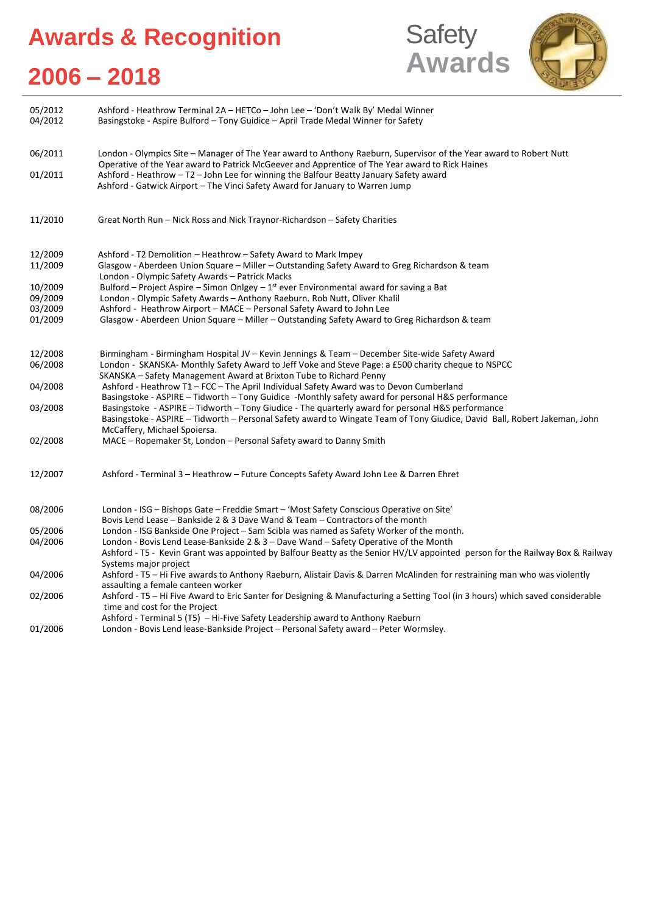# Awards & Recognition

# 2006 – 2018

## Safety Awards

| | |
|---|---|
| 05/2012 | Ashford - Heathrow Terminal 2A – HETCo – John Lee – 'Don't Walk By' Medal Winner |
| 04/2012 | Basingstoke - Aspire Bulford – Tony Guidice – April Trade Medal Winner for Safety |
| 06/2011 | London - Olympics Site – Manager of The Year award to Anthony Raeburn, Supervisor of the Year award to Robert Nutt Operative of the Year award to Patrick McGeever and Apprentice of The Year award to Rick Haines |
| 01/2011 | Ashford - Heathrow – T2 – John Lee for winning the Balfour Beatty January Safety award<br>Ashford - Gatwick Airport – The Vinci Safety Award for January to Warren Jump |
| 11/2010 | Great North Run – Nick Ross and Nick Traynor-Richardson – Safety Charities |
| 12/2009 | Ashford - T2 Demolition – Heathrow – Safety Award to Mark Impey |
| 11/2009 | Glasgow - Aberdeen Union Square – Miller – Outstanding Safety Award to Greg Richardson & team<br>London - Olympic Safety Awards – Patrick Macks |
| 10/2009 | Bulford – Project Aspire – Simon Onlgey – 1st ever Environmental award for saving a Bat |
| 09/2009 | London - Olympic Safety Awards – Anthony Raeburn. Rob Nutt, Oliver Khalil |
| 03/2009 | Ashford - Heathrow Airport – MACE – Personal Safety Award to John Lee |
| 01/2009 | Glasgow - Aberdeen Union Square – Miller – Outstanding Safety Award to Greg Richardson & team |
| 12/2008 | Birmingham - Birmingham Hospital JV – Kevin Jennings & Team – December Site-wide Safety Award |
| 06/2008 | London - SKANSKA- Monthly Safety Award to Jeff Voke and Steve Page: a £500 charity cheque to NSPCC<br>SKANSKA – Safety Management Award at Brixton Tube to Richard Penny |
| 04/2008 | Ashford - Heathrow T1 – FCC – The April Individual Safety Award was to Devon Cumberland<br>Basingstoke - ASPIRE – Tidworth – Tony Guidice -Monthly safety award for personal H&S performance |
| 03/2008 | Basingstoke - ASPIRE – Tidworth – Tony Giudice - The quarterly award for personal H&S performance<br>Basingstoke - ASPIRE – Tidworth – Personal Safety award to Wingate Team of Tony Giudice, David Ball, Robert Jakeman, John McCaffery, Michael Spoiersa. |
| 02/2008 | MACE – Ropemaker St, London – Personal Safety award to Danny Smith |
| 12/2007 | Ashford - Terminal 3 – Heathrow – Future Concepts Safety Award John Lee & Darren Ehret |
| 08/2006 | London - ISG – Bishops Gate – Freddie Smart – 'Most Safety Conscious Operative on Site'<br>Bovis Lend Lease – Bankside 2 & 3 Dave Wand & Team – Contractors of the month |
| 05/2006 | London - ISG Bankside One Project – Sam Scibla was named as Safety Worker of the month. |
| 04/2006 | London - Bovis Lend Lease-Bankside 2 & 3 – Dave Wand – Safety Operative of the Month<br>Ashford - T5 - Kevin Grant was appointed by Balfour Beatty as the Senior HV/LV appointed person for the Railway Box & Railway Systems major project |
| 04/2006 | Ashford - T5 – Hi Five awards to Anthony Raeburn, Alistair Davis & Darren McAlinden for restraining man who was violently assaulting a female canteen worker |
| 02/2006 | Ashford - T5 – Hi Five Award to Eric Santer for Designing & Manufacturing a Setting Tool (in 3 hours) which saved considerable time and cost for the Project<br>Ashford - Terminal 5 (T5) – Hi-Five Safety Leadership award to Anthony Raeburn |
| 01/2006 | London - Bovis Lend lease-Bankside Project – Personal Safety award – Peter Wormsley. |